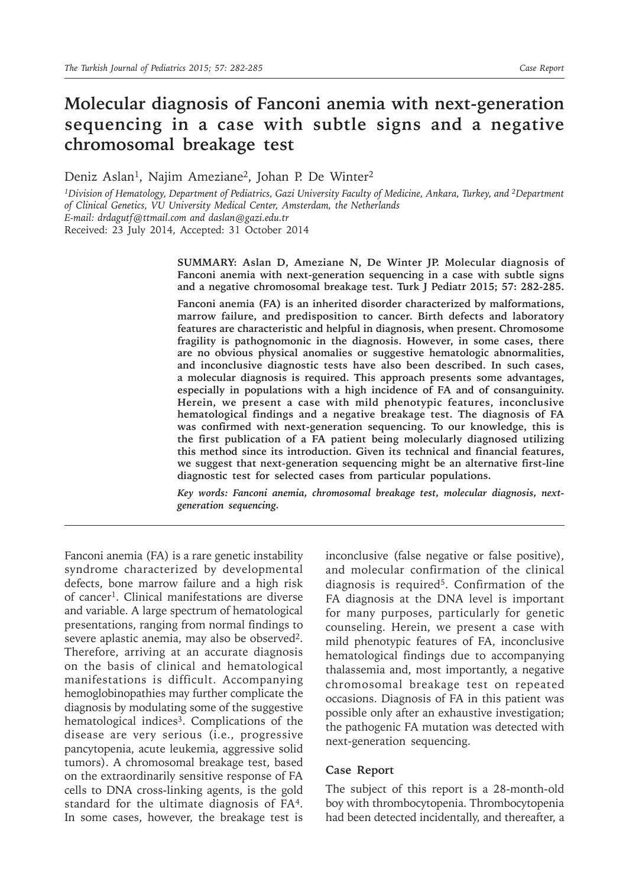# Molecular diagnosis of Fanconi anemia with next-generation sequencing in a case with subtle signs and a negative chromosomal breakage test

Deniz Aslan[1], Najim Ameziane[2], Johan P. De Winter[2]

[1]*Division of Hematology, Department of Pediatrics, Gazi University Faculty of Medicine, Ankara, Turkey, and* [2]*Department of Clinical Genetics, VU University Medical Center, Amsterdam, the Netherlands*
*E-mail: drdagutf@ttmail.com and daslan@gazi.edu.tr*
Received: 23 July 2014, Accepted: 31 October 2014

**SUMMARY: Aslan D, Ameziane N, De Winter JP. Molecular diagnosis of Fanconi anemia with next-generation sequencing in a case with subtle signs and a negative chromosomal breakage test. Turk J Pediatr 2015; 57: 282-285.**

**Fanconi anemia (FA) is an inherited disorder characterized by malformations, marrow failure, and predisposition to cancer. Birth defects and laboratory features are characteristic and helpful in diagnosis, when present. Chromosome fragility is pathognomonic in the diagnosis. However, in some cases, there are no obvious physical anomalies or suggestive hematologic abnormalities, and inconclusive diagnostic tests have also been described. In such cases, a molecular diagnosis is required. This approach presents some advantages, especially in populations with a high incidence of FA and of consanguinity. Herein, we present a case with mild phenotypic features, inconclusive hematological findings and a negative breakage test. The diagnosis of FA was confirmed with next-generation sequencing. To our knowledge, this is the first publication of a FA patient being molecularly diagnosed utilizing this method since its introduction. Given its technical and financial features, we suggest that next-generation sequencing might be an alternative first-line diagnostic test for selected cases from particular populations.**

*Key words: Fanconi anemia, chromosomal breakage test, molecular diagnosis, next-generation sequencing.*

Fanconi anemia (FA) is a rare genetic instability syndrome characterized by developmental defects, bone marrow failure and a high risk of cancer[1]. Clinical manifestations are diverse and variable. A large spectrum of hematological presentations, ranging from normal findings to severe aplastic anemia, may also be observed[2]. Therefore, arriving at an accurate diagnosis on the basis of clinical and hematological manifestations is difficult. Accompanying hemoglobinopathies may further complicate the diagnosis by modulating some of the suggestive hematological indices[3]. Complications of the disease are very serious (i.e., progressive pancytopenia, acute leukemia, aggressive solid tumors). A chromosomal breakage test, based on the extraordinarily sensitive response of FA cells to DNA cross-linking agents, is the gold standard for the ultimate diagnosis of FA[4]. In some cases, however, the breakage test is inconclusive (false negative or false positive), and molecular confirmation of the clinical diagnosis is required[5]. Confirmation of the FA diagnosis at the DNA level is important for many purposes, particularly for genetic counseling. Herein, we present a case with mild phenotypic features of FA, inconclusive hematological findings due to accompanying thalassemia and, most importantly, a negative chromosomal breakage test on repeated occasions. Diagnosis of FA in this patient was possible only after an exhaustive investigation; the pathogenic FA mutation was detected with next-generation sequencing.

## Case Report

The subject of this report is a 28-month-old boy with thrombocytopenia. Thrombocytopenia had been detected incidentally, and thereafter, a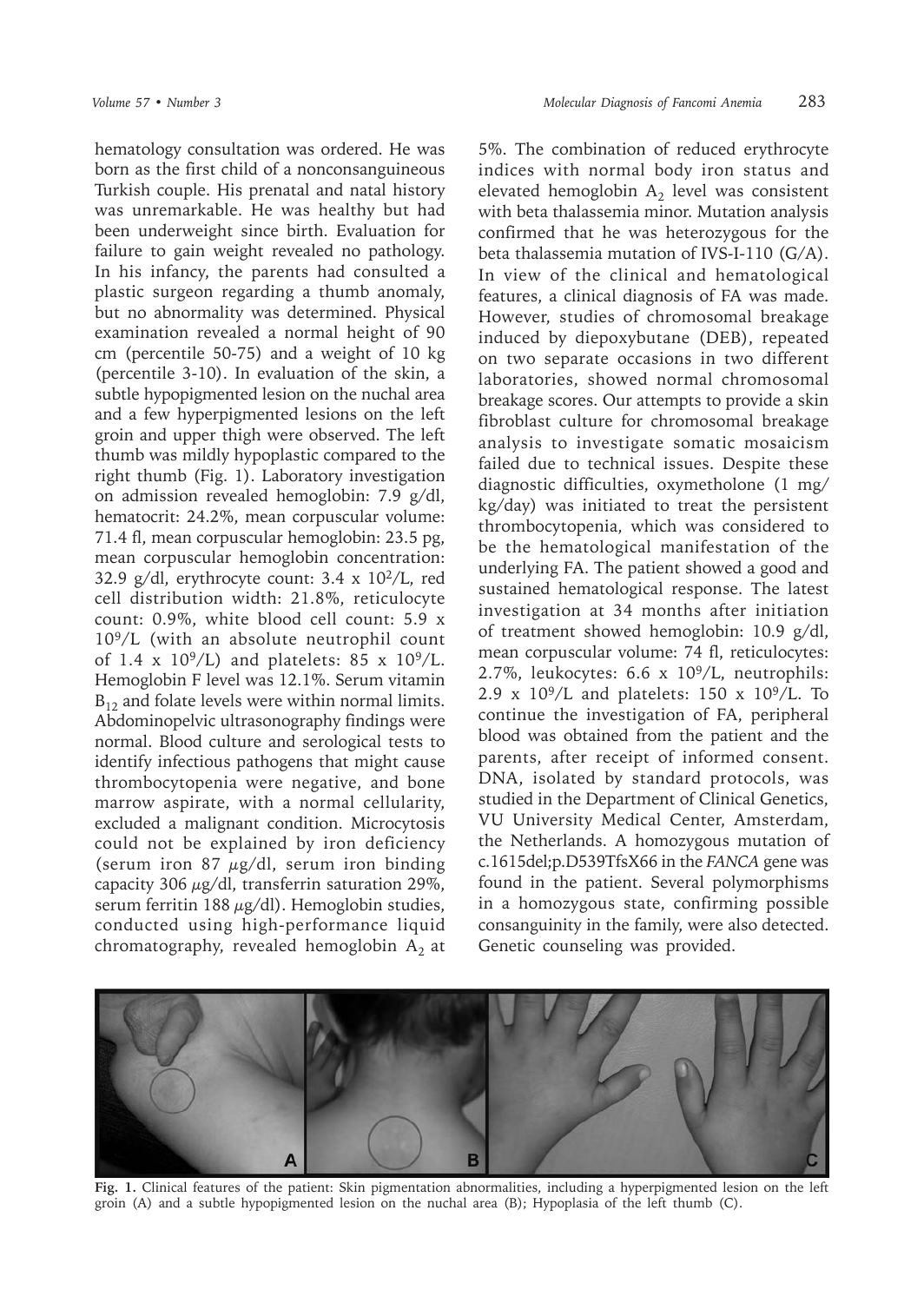hematology consultation was ordered. He was born as the first child of a nonconsanguineous Turkish couple. His prenatal and natal history was unremarkable. He was healthy but had been underweight since birth. Evaluation for failure to gain weight revealed no pathology. In his infancy, the parents had consulted a plastic surgeon regarding a thumb anomaly, but no abnormality was determined. Physical examination revealed a normal height of 90 cm (percentile 50-75) and a weight of 10 kg (percentile 3-10). In evaluation of the skin, a subtle hypopigmented lesion on the nuchal area and a few hyperpigmented lesions on the left groin and upper thigh were observed. The left thumb was mildly hypoplastic compared to the right thumb (Fig. 1). Laboratory investigation on admission revealed hemoglobin: 7.9 g/dl, hematocrit: 24.2%, mean corpuscular volume: 71.4 fl, mean corpuscular hemoglobin: 23.5 pg, mean corpuscular hemoglobin concentration: 32.9 g/dl, erythrocyte count: 3.4 x $10^2$/L, red cell distribution width: 21.8%, reticulocyte count: 0.9%, white blood cell count: 5.9 x $10^9$/L (with an absolute neutrophil count of 1.4 x $10^9$/L) and platelets: 85 x $10^9$/L. Hemoglobin F level was 12.1%. Serum vitamin $B_{12}$ and folate levels were within normal limits. Abdominopelvic ultrasonography findings were normal. Blood culture and serological tests to identify infectious pathogens that might cause thrombocytopenia were negative, and bone marrow aspirate, with a normal cellularity, excluded a malignant condition. Microcytosis could not be explained by iron deficiency (serum iron 87 $\mu$g/dl, serum iron binding capacity 306 $\mu$g/dl, transferrin saturation 29%, serum ferritin 188 $\mu$g/dl). Hemoglobin studies, conducted using high-performance liquid chromatography, revealed hemoglobin $A_2$ at 5%. The combination of reduced erythrocyte indices with normal body iron status and elevated hemoglobin $A_2$ level was consistent with beta thalassemia minor. Mutation analysis confirmed that he was heterozygous for the beta thalassemia mutation of IVS-I-110 (G/A). In view of the clinical and hematological features, a clinical diagnosis of FA was made. However, studies of chromosomal breakage induced by diepoxybutane (DEB), repeated on two separate occasions in two different laboratories, showed normal chromosomal breakage scores. Our attempts to provide a skin fibroblast culture for chromosomal breakage analysis to investigate somatic mosaicism failed due to technical issues. Despite these diagnostic difficulties, oxymetholone (1 mg/kg/day) was initiated to treat the persistent thrombocytopenia, which was considered to be the hematological manifestation of the underlying FA. The patient showed a good and sustained hematological response. The latest investigation at 34 months after initiation of treatment showed hemoglobin: 10.9 g/dl, mean corpuscular volume: 74 fl, reticulocytes: 2.7%, leukocytes: 6.6 x $10^9$/L, neutrophils: 2.9 x $10^9$/L and platelets: 150 x $10^9$/L. To continue the investigation of FA, peripheral blood was obtained from the patient and the parents, after receipt of informed consent. DNA, isolated by standard protocols, was studied in the Department of Clinical Genetics, VU University Medical Center, Amsterdam, the Netherlands. A homozygous mutation of c.1615del;p.D539TfsX66 in the *FANCA* gene was found in the patient. Several polymorphisms in a homozygous state, confirming possible consanguinity in the family, were also detected. Genetic counseling was provided.

**Fig. 1.** Clinical features of the patient: Skin pigmentation abnormalities, including a hyperpigmented lesion on the left groin (A) and a subtle hypopigmented lesion on the nuchal area (B); Hypoplasia of the left thumb (C).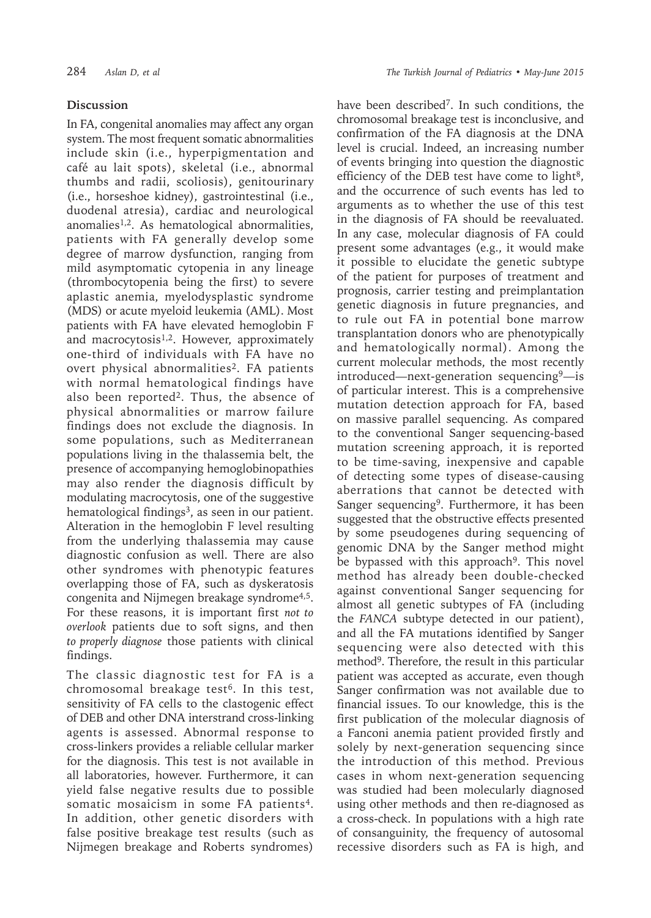## Discussion

In FA, congenital anomalies may affect any organ system. The most frequent somatic abnormalities include skin (i.e., hyperpigmentation and café au lait spots), skeletal (i.e., abnormal thumbs and radii, scoliosis), genitourinary (i.e., horseshoe kidney), gastrointestinal (i.e., duodenal atresia), cardiac and neurological anomalies[1,2]. As hematological abnormalities, patients with FA generally develop some degree of marrow dysfunction, ranging from mild asymptomatic cytopenia in any lineage (thrombocytopenia being the first) to severe aplastic anemia, myelodysplastic syndrome (MDS) or acute myeloid leukemia (AML). Most patients with FA have elevated hemoglobin F and macrocytosis[1,2]. However, approximately one-third of individuals with FA have no overt physical abnormalities[2]. FA patients with normal hematological findings have also been reported[2]. Thus, the absence of physical abnormalities or marrow failure findings does not exclude the diagnosis. In some populations, such as Mediterranean populations living in the thalassemia belt, the presence of accompanying hemoglobinopathies may also render the diagnosis difficult by modulating macrocytosis, one of the suggestive hematological findings[3], as seen in our patient. Alteration in the hemoglobin F level resulting from the underlying thalassemia may cause diagnostic confusion as well. There are also other syndromes with phenotypic features overlapping those of FA, such as dyskeratosis congenita and Nijmegen breakage syndrome[4,5]. For these reasons, it is important first *not to overlook* patients due to soft signs, and then *to properly diagnose* those patients with clinical findings.

The classic diagnostic test for FA is a chromosomal breakage test[6]. In this test, sensitivity of FA cells to the clastogenic effect of DEB and other DNA interstrand cross-linking agents is assessed. Abnormal response to cross-linkers provides a reliable cellular marker for the diagnosis. This test is not available in all laboratories, however. Furthermore, it can yield false negative results due to possible somatic mosaicism in some FA patients[4]. In addition, other genetic disorders with false positive breakage test results (such as Nijmegen breakage and Roberts syndromes) have been described[7]. In such conditions, the chromosomal breakage test is inconclusive, and confirmation of the FA diagnosis at the DNA level is crucial. Indeed, an increasing number of events bringing into question the diagnostic efficiency of the DEB test have come to light[8], and the occurrence of such events has led to arguments as to whether the use of this test in the diagnosis of FA should be reevaluated. In any case, molecular diagnosis of FA could present some advantages (e.g., it would make it possible to elucidate the genetic subtype of the patient for purposes of treatment and prognosis, carrier testing and preimplantation genetic diagnosis in future pregnancies, and to rule out FA in potential bone marrow transplantation donors who are phenotypically and hematologically normal). Among the current molecular methods, the most recently introduced—next-generation sequencing[9]—is of particular interest. This is a comprehensive mutation detection approach for FA, based on massive parallel sequencing. As compared to the conventional Sanger sequencing-based mutation screening approach, it is reported to be time-saving, inexpensive and capable of detecting some types of disease-causing aberrations that cannot be detected with Sanger sequencing[9]. Furthermore, it has been suggested that the obstructive effects presented by some pseudogenes during sequencing of genomic DNA by the Sanger method might be bypassed with this approach[9]. This novel method has already been double-checked against conventional Sanger sequencing for almost all genetic subtypes of FA (including the *FANCA* subtype detected in our patient), and all the FA mutations identified by Sanger sequencing were also detected with this method[9]. Therefore, the result in this particular patient was accepted as accurate, even though Sanger confirmation was not available due to financial issues. To our knowledge, this is the first publication of the molecular diagnosis of a Fanconi anemia patient provided firstly and solely by next-generation sequencing since the introduction of this method. Previous cases in whom next-generation sequencing was studied had been molecularly diagnosed using other methods and then re-diagnosed as a cross-check. In populations with a high rate of consanguinity, the frequency of autosomal recessive disorders such as FA is high, and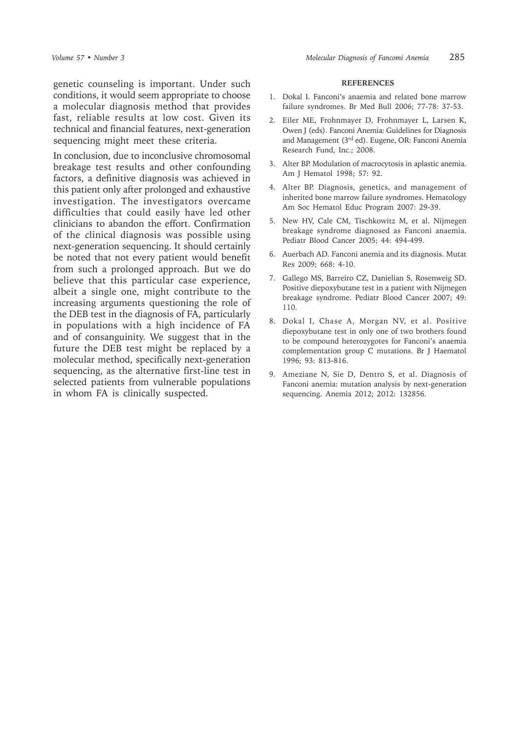genetic counseling is important. Under such conditions, it would seem appropriate to choose a molecular diagnosis method that provides fast, reliable results at low cost. Given its technical and financial features, next-generation sequencing might meet these criteria.

In conclusion, due to inconclusive chromosomal breakage test results and other confounding factors, a definitive diagnosis was achieved in this patient only after prolonged and exhaustive investigation. The investigators overcame difficulties that could easily have led other clinicians to abandon the effort. Confirmation of the clinical diagnosis was possible using next-generation sequencing. It should certainly be noted that not every patient would benefit from such a prolonged approach. But we do believe that this particular case experience, albeit a single one, might contribute to the increasing arguments questioning the role of the DEB test in the diagnosis of FA, particularly in populations with a high incidence of FA and of consanguinity. We suggest that in the future the DEB test might be replaced by a molecular method, specifically next-generation sequencing, as the alternative first-line test in selected patients from vulnerable populations in whom FA is clinically suspected.

## REFERENCES

1. Dokal I. Fanconi's anaemia and related bone marrow failure syndromes. Br Med Bull 2006; 77-78: 37-53.
2. Eiler ME, Frohnmayer D, Frohnmayer L, Larsen K, Owen J (eds). Fanconi Anemia: Guidelines for Diagnosis and Management (3rd ed). Eugene, OR: Fanconi Anemia Research Fund, Inc.; 2008.
3. Alter BP. Modulation of macrocytosis in aplastic anemia. Am J Hematol 1998; 57: 92.
4. Alter BP. Diagnosis, genetics, and management of inherited bone marrow failure syndromes. Hematology Am Soc Hematol Educ Program 2007: 29-39.
5. New HV, Cale CM, Tischkowitz M, et al. Nijmegen breakage syndrome diagnosed as Fanconi anaemia. Pediatr Blood Cancer 2005; 44: 494-499.
6. Auerbach AD. Fanconi anemia and its diagnosis. Mutat Res 2009; 668: 4-10.
7. Gallego MS, Barreiro CZ, Danielian S, Rosenweig SD. Positive diepoxybutane test in a patient with Nijmegen breakage syndrome. Pediatr Blood Cancer 2007; 49: 110.
8. Dokal I, Chase A, Morgan NV, et al. Positive diepoxybutane test in only one of two brothers found to be compound heterozygotes for Fanconi's anaemia complementation group C mutations. Br J Haematol 1996; 93: 813-816.
9. Ameziane N, Sie D, Dentro S, et al. Diagnosis of Fanconi anemia: mutation analysis by next-generation sequencing. Anemia 2012; 2012: 132856.